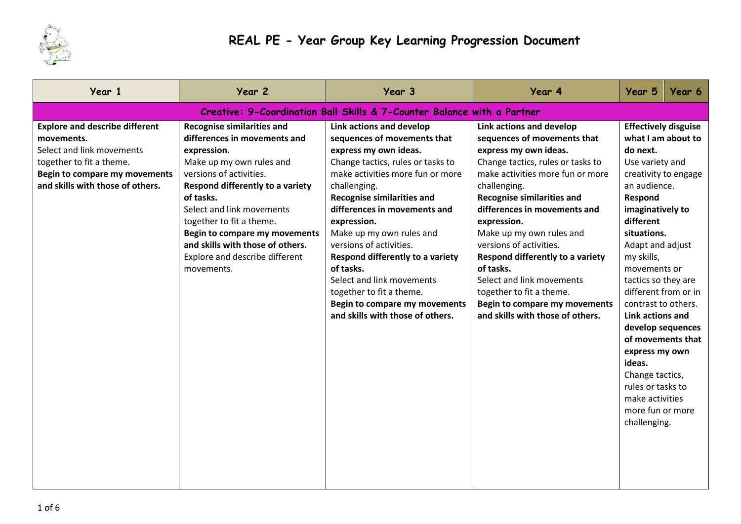# REAL PE - Year Group Key Learning Progression Document

| Year 1 | Year 2 | Year 3 | Year 4 | Year 5 / Year 6 |
|---|---|---|---|---|
| **Creative: 9-Coordination Ball Skills & 7-Counter Balance with a Partner** | | | | |
| **Explore and describe different movements.**<br>Select and link movements together to fit a theme.<br>**Begin to compare my movements and skills with those of others.** | **Recognise similarities and differences in movements and expression.**<br>Make up my own rules and versions of activities.<br>**Respond differently to a variety of tasks.**<br>Select and link movements together to fit a theme.<br>**Begin to compare my movements and skills with those of others.**<br>Explore and describe different movements. | **Link actions and develop sequences of movements that express my own ideas.**<br>Change tactics, rules or tasks to make activities more fun or more challenging.<br>**Recognise similarities and differences in movements and expression.**<br>Make up my own rules and versions of activities.<br>**Respond differently to a variety of tasks.**<br>Select and link movements together to fit a theme.<br>**Begin to compare my movements and skills with those of others.** | **Link actions and develop sequences of movements that express my own ideas.**<br>Change tactics, rules or tasks to make activities more fun or more challenging.<br>**Recognise similarities and differences in movements and expression.**<br>Make up my own rules and versions of activities.<br>**Respond differently to a variety of tasks.**<br>Select and link movements together to fit a theme.<br>**Begin to compare my movements and skills with those of others.** | **Effectively disguise what I am about to do next.**<br>Use variety and creativity to engage an audience.<br>**Respond imaginatively to different situations.**<br>Adapt and adjust my skills, movements or tactics so they are different from or in contrast to others.<br>**Link actions and develop sequences of movements that express my own ideas.**<br>Change tactics, rules or tasks to make activities more fun or more challenging. |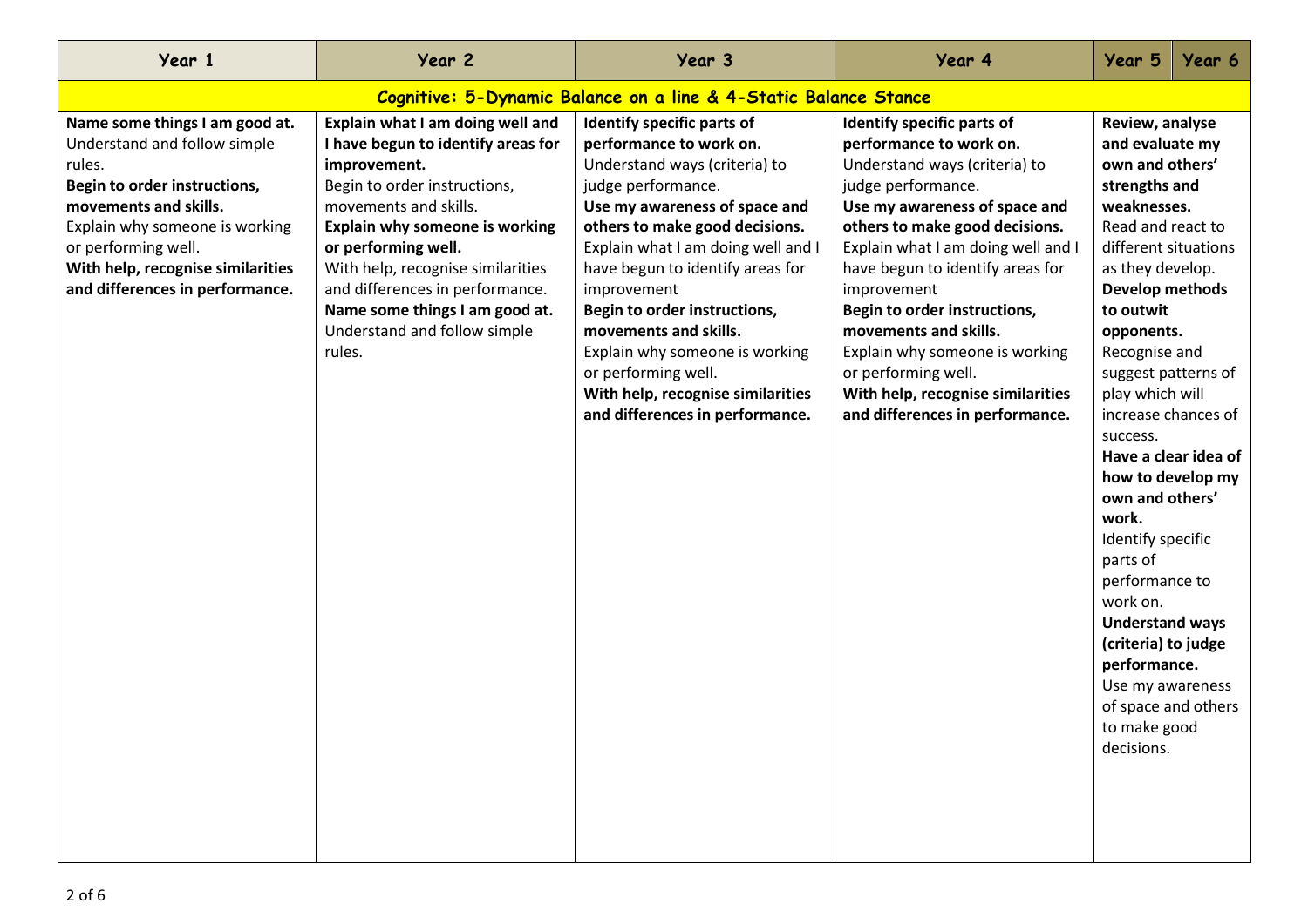| Year 1 | Year 2 | Year 3 | Year 4 | Year 5 | Year 6 |
|---|---|---|---|---|---|
| **Cognitive: 5-Dynamic Balance on a line & 4-Static Balance Stance** | | | | | |
| **Name some things I am good at.**<br>Understand and follow simple rules.<br>**Begin to order instructions, movements and skills.**<br>Explain why someone is working or performing well.<br>**With help, recognise similarities and differences in performance.** | **Explain what I am doing well and I have begun to identify areas for improvement.**<br>Begin to order instructions, movements and skills.<br>**Explain why someone is working or performing well.**<br>With help, recognise similarities and differences in performance.<br>**Name some things I am good at.**<br>Understand and follow simple rules. | **Identify specific parts of performance to work on.**<br>Understand ways (criteria) to judge performance.<br>**Use my awareness of space and others to make good decisions.**<br>Explain what I am doing well and I have begun to identify areas for improvement<br>**Begin to order instructions, movements and skills.**<br>Explain why someone is working or performing well.<br>**With help, recognise similarities and differences in performance.** | **Identify specific parts of performance to work on.**<br>Understand ways (criteria) to judge performance.<br>**Use my awareness of space and others to make good decisions.**<br>Explain what I am doing well and I have begun to identify areas for improvement<br>**Begin to order instructions, movements and skills.**<br>Explain why someone is working or performing well.<br>**With help, recognise similarities and differences in performance.** | **Review, analyse and evaluate my own and others' strengths and weaknesses.**<br>Read and react to different situations as they develop.<br>**Develop methods to outwit opponents.**<br>Recognise and suggest patterns of play which will increase chances of success.<br>**Have a clear idea of how to develop my own and others' work.**<br>Identify specific parts of performance to work on.<br>**Understand ways (criteria) to judge performance.**<br>Use my awareness of space and others to make good decisions. | |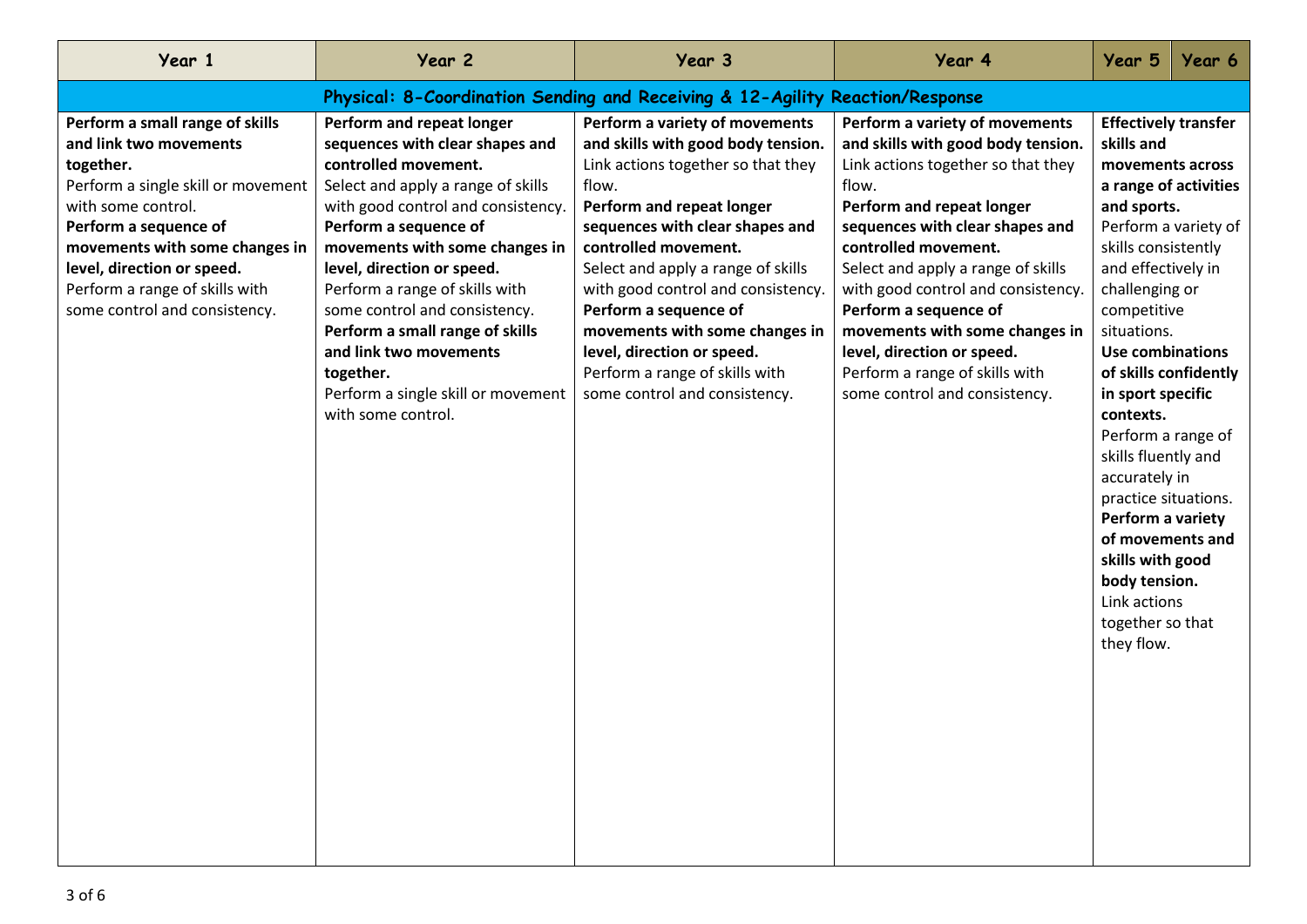| Year 1 | Year 2 | Year 3 | Year 4 | Year 5 | Year 6 |
|---|---|---|---|---|---|
| **Physical: 8-Coordination Sending and Receiving & 12-Agility Reaction/Response** | | | | | |
| **Perform a small range of skills and link two movements together.**<br>Perform a single skill or movement with some control.<br>**Perform a sequence of movements with some changes in level, direction or speed.**<br>Perform a range of skills with some control and consistency. | **Perform and repeat longer sequences with clear shapes and controlled movement.**<br>Select and apply a range of skills with good control and consistency.<br>**Perform a sequence of movements with some changes in level, direction or speed.**<br>Perform a range of skills with some control and consistency.<br>**Perform a small range of skills and link two movements together.**<br>Perform a single skill or movement with some control. | **Perform a variety of movements and skills with good body tension.**<br>Link actions together so that they flow.<br>**Perform and repeat longer sequences with clear shapes and controlled movement.**<br>Select and apply a range of skills with good control and consistency.<br>**Perform a sequence of movements with some changes in level, direction or speed.**<br>Perform a range of skills with some control and consistency. | **Perform a variety of movements and skills with good body tension.**<br>Link actions together so that they flow.<br>**Perform and repeat longer sequences with clear shapes and controlled movement.**<br>Select and apply a range of skills with good control and consistency.<br>**Perform a sequence of movements with some changes in level, direction or speed.**<br>Perform a range of skills with some control and consistency. | **Effectively transfer skills and movements across a range of activities and sports.**<br>Perform a variety of skills consistently and effectively in challenging or competitive situations.<br>**Use combinations of skills confidently in sport specific contexts.**<br>Perform a range of skills fluently and accurately in practice situations.<br>**Perform a variety of movements and skills with good body tension.**<br>Link actions together so that they flow. | |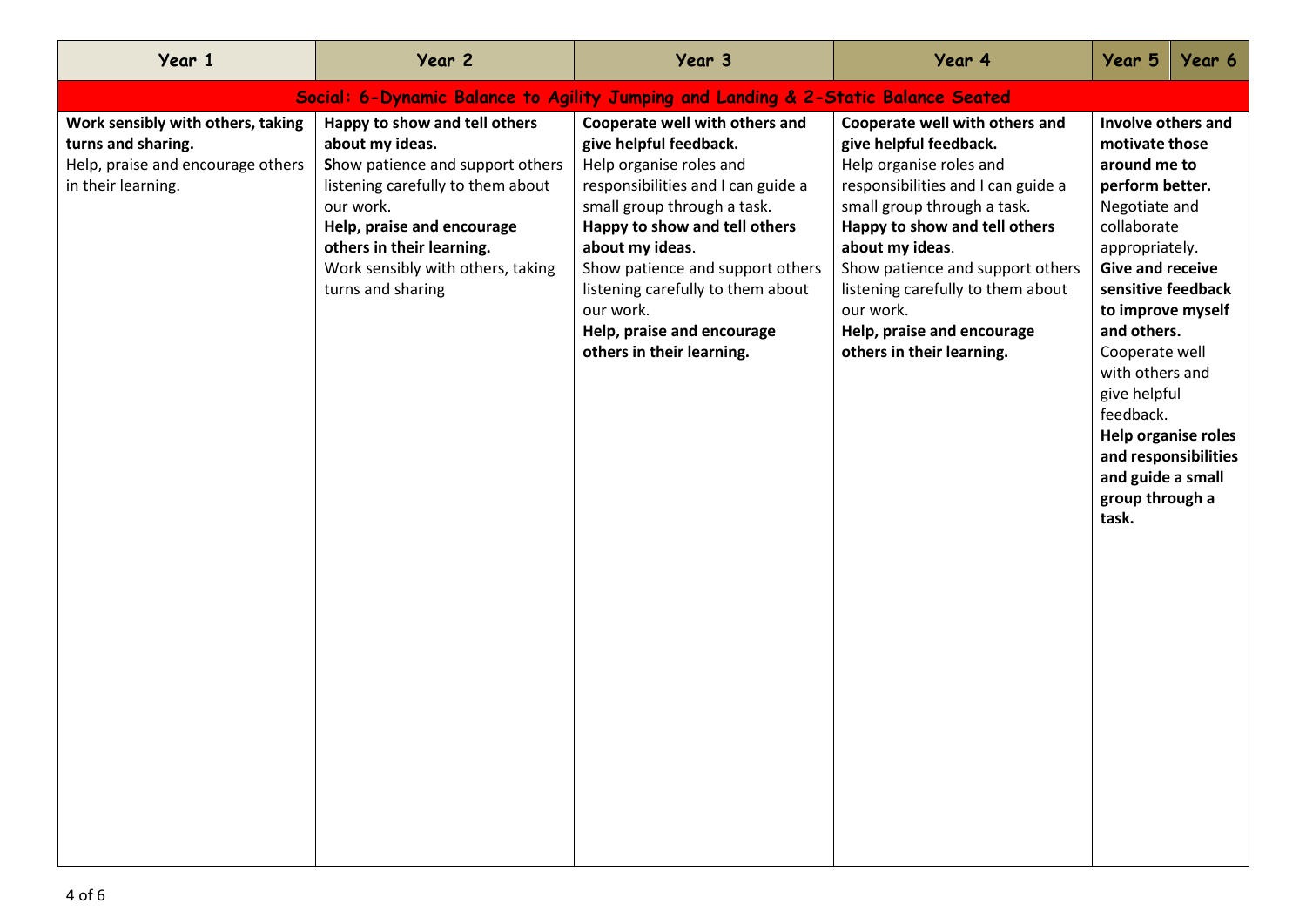| Year 1 | Year 2 | Year 3 | Year 4 | Year 5 / Year 6 |
|---|---|---|---|---|
| **Social: 6-Dynamic Balance to Agility Jumping and Landing & 2-Static Balance Seated** | | | | |
| **Work sensibly with others, taking turns and sharing.** Help, praise and encourage others in their learning. | **Happy to show and tell others about my ideas.** Show patience and support others listening carefully to them about our work. **Help, praise and encourage others in their learning.** Work sensibly with others, taking turns and sharing | **Cooperate well with others and give helpful feedback.** Help organise roles and responsibilities and I can guide a small group through a task. **Happy to show and tell others about my ideas**. Show patience and support others listening carefully to them about our work. **Help, praise and encourage others in their learning.** | **Cooperate well with others and give helpful feedback.** Help organise roles and responsibilities and I can guide a small group through a task. **Happy to show and tell others about my ideas**. Show patience and support others listening carefully to them about our work. **Help, praise and encourage others in their learning.** | **Involve others and motivate those around me to perform better.** Negotiate and collaborate appropriately. **Give and receive sensitive feedback to improve myself and others.** Cooperate well with others and give helpful feedback. **Help organise roles and responsibilities and guide a small group through a task.** |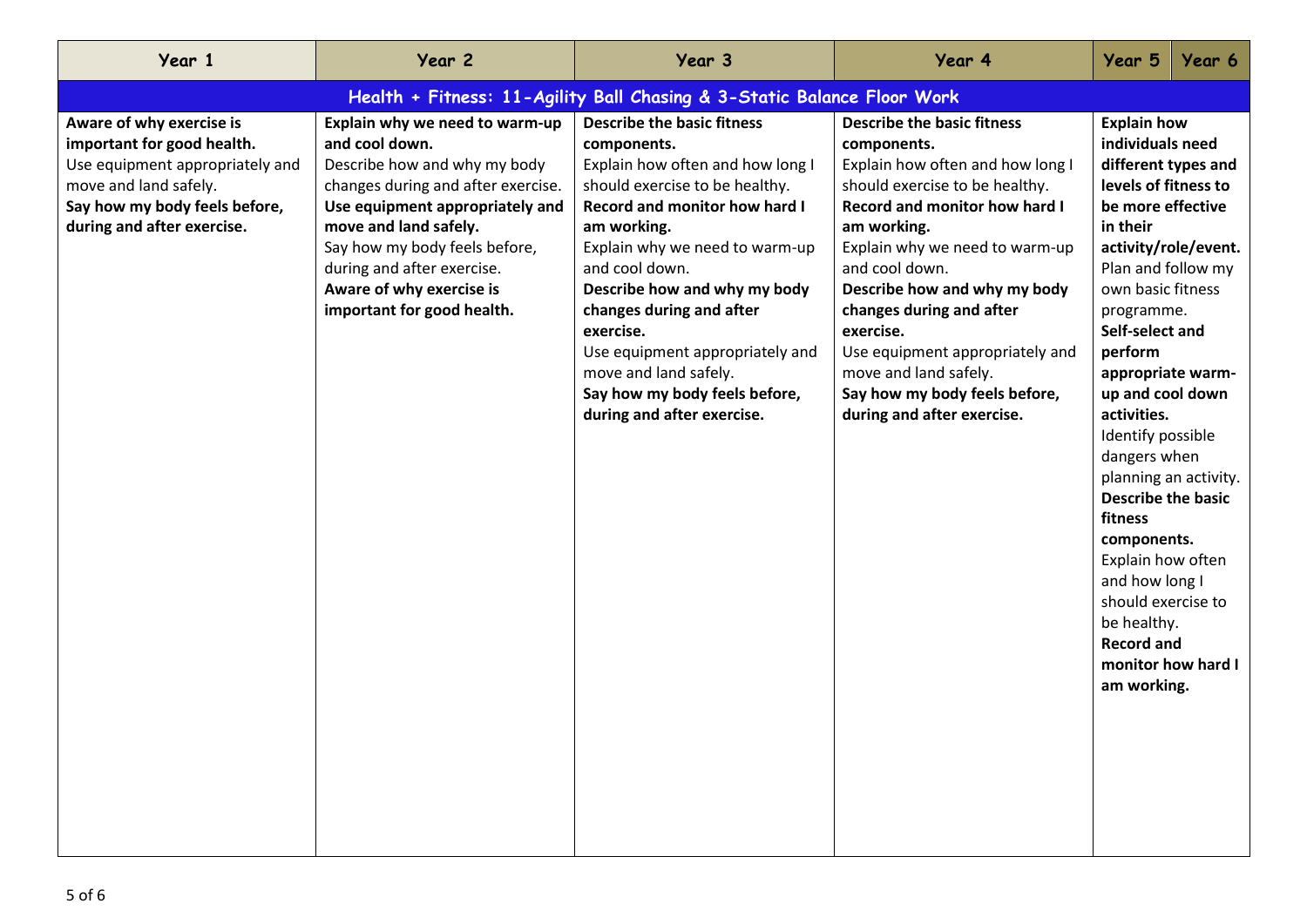| Year 1 | Year 2 | Year 3 | Year 4 | Year 5 | Year 6 |
|---|---|---|---|---|---|
| **Health + Fitness: 11-Agility Ball Chasing & 3-Static Balance Floor Work** | | | | | |
| **Aware of why exercise is important for good health.**<br>Use equipment appropriately and move and land safely.<br>**Say how my body feels before, during and after exercise.** | **Explain why we need to warm-up and cool down.**<br>Describe how and why my body changes during and after exercise.<br>**Use equipment appropriately and move and land safely.**<br>Say how my body feels before, during and after exercise.<br>**Aware of why exercise is important for good health.** | **Describe the basic fitness components.**<br>Explain how often and how long I should exercise to be healthy.<br>**Record and monitor how hard I am working.**<br>Explain why we need to warm-up and cool down.<br>**Describe how and why my body changes during and after exercise.**<br>Use equipment appropriately and move and land safely.<br>**Say how my body feels before, during and after exercise.** | **Describe the basic fitness components.**<br>Explain how often and how long I should exercise to be healthy.<br>**Record and monitor how hard I am working.**<br>Explain why we need to warm-up and cool down.<br>**Describe how and why my body changes during and after exercise.**<br>Use equipment appropriately and move and land safely.<br>**Say how my body feels before, during and after exercise.** | **Explain how individuals need different types and levels of fitness to be more effective in their activity/role/event.**<br>Plan and follow my own basic fitness programme.<br>**Self-select and perform appropriate warm-up and cool down activities.**<br>Identify possible dangers when planning an activity.<br>**Describe the basic fitness components.**<br>Explain how often and how long I should exercise to be healthy.<br>**Record and monitor how hard I am working.** | |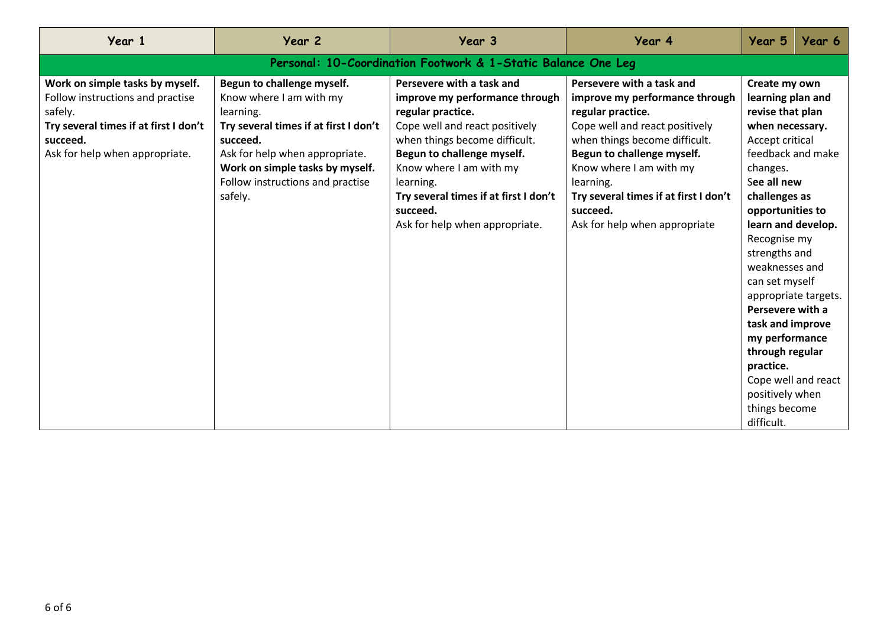| Year 1 | Year 2 | Year 3 | Year 4 | Year 5 | Year 6 |
|---|---|---|---|---|---|
| Personal: 10-Coordination Footwork & 1-Static Balance One Leg | | | | | |
| **Work on simple tasks by myself.**<br>Follow instructions and practise safely.<br>**Try several times if at first I don't succeed.**<br>Ask for help when appropriate. | **Begun to challenge myself.**<br>Know where I am with my learning.<br>**Try several times if at first I don't succeed.**<br>Ask for help when appropriate.<br>**Work on simple tasks by myself.**<br>Follow instructions and practise safely. | **Persevere with a task and improve my performance through regular practice.**<br>Cope well and react positively when things become difficult.<br>**Begun to challenge myself.**<br>Know where I am with my learning.<br>**Try several times if at first I don't succeed.**<br>Ask for help when appropriate. | **Persevere with a task and improve my performance through regular practice.**<br>Cope well and react positively when things become difficult.<br>**Begun to challenge myself.**<br>Know where I am with my learning.<br>**Try several times if at first I don't succeed.**<br>Ask for help when appropriate | **Create my own learning plan and revise that plan when necessary.**<br>Accept critical feedback and make changes.<br>S**ee all new challenges as opportunities to learn and develop.**<br>Recognise my strengths and weaknesses and can set myself appropriate targets.<br>**Persevere with a task and improve my performance through regular practice.**<br>Cope well and react positively when things become difficult. | |